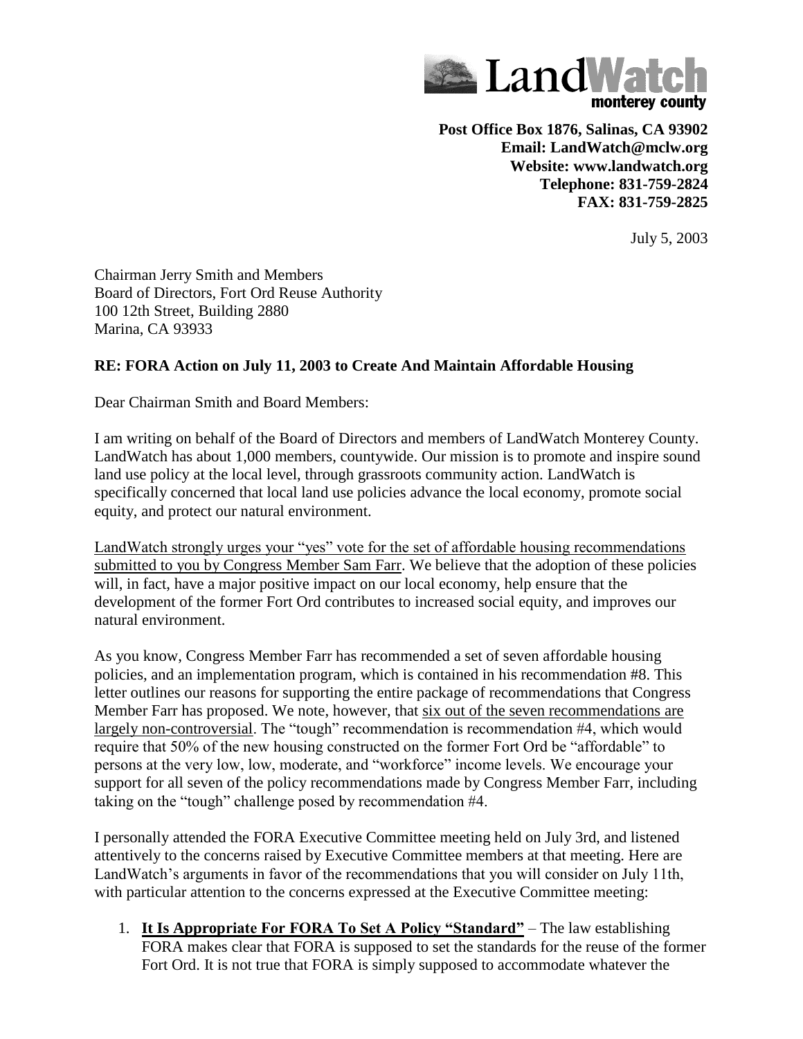**LandWatch**
**monterey county**

**Post Office Box 1876, Salinas, CA 93902**
**Email: LandWatch@mclw.org**
**Website: www.landwatch.org**
**Telephone: 831-759-2824**
**FAX: 831-759-2825**

July 5, 2003

Chairman Jerry Smith and Members
Board of Directors, Fort Ord Reuse Authority
100 12th Street, Building 2880
Marina, CA 93933

**RE: FORA Action on July 11, 2003 to Create And Maintain Affordable Housing**

Dear Chairman Smith and Board Members:

I am writing on behalf of the Board of Directors and members of LandWatch Monterey County. LandWatch has about 1,000 members, countywide. Our mission is to promote and inspire sound land use policy at the local level, through grassroots community action. LandWatch is specifically concerned that local land use policies advance the local economy, promote social equity, and protect our natural environment.

<u>LandWatch strongly urges your "yes" vote for the set of affordable housing recommendations submitted to you by Congress Member Sam Farr</u>. We believe that the adoption of these policies will, in fact, have a major positive impact on our local economy, help ensure that the development of the former Fort Ord contributes to increased social equity, and improves our natural environment.

As you know, Congress Member Farr has recommended a set of seven affordable housing policies, and an implementation program, which is contained in his recommendation #8. This letter outlines our reasons for supporting the entire package of recommendations that Congress Member Farr has proposed. We note, however, that <u>six out of the seven recommendations are largely non-controversial</u>. The "tough" recommendation is recommendation #4, which would require that 50% of the new housing constructed on the former Fort Ord be "affordable" to persons at the very low, low, moderate, and "workforce" income levels. We encourage your support for all seven of the policy recommendations made by Congress Member Farr, including taking on the "tough" challenge posed by recommendation #4.

I personally attended the FORA Executive Committee meeting held on July 3rd, and listened attentively to the concerns raised by Executive Committee members at that meeting. Here are LandWatch's arguments in favor of the recommendations that you will consider on July 11th, with particular attention to the concerns expressed at the Executive Committee meeting:

1. **<u>It Is Appropriate For FORA To Set A Policy "Standard"</u>** – The law establishing FORA makes clear that FORA is supposed to set the standards for the reuse of the former Fort Ord. It is not true that FORA is simply supposed to accommodate whatever the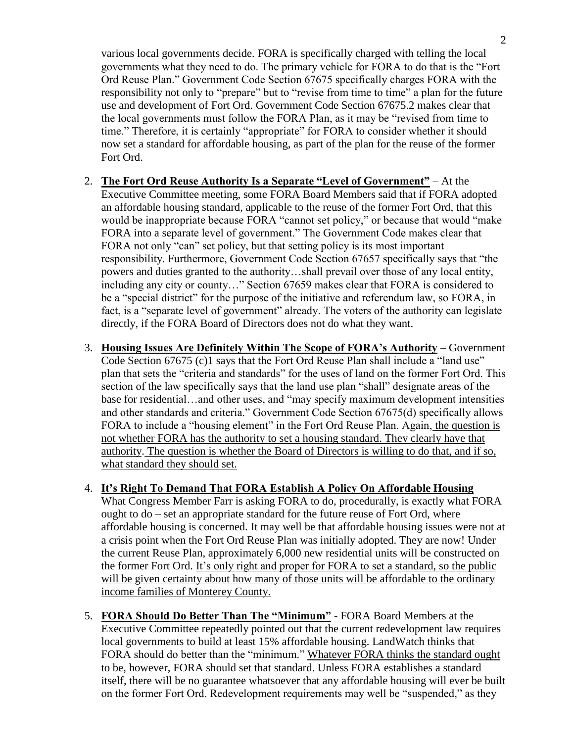various local governments decide. FORA is specifically charged with telling the local governments what they need to do. The primary vehicle for FORA to do that is the "Fort Ord Reuse Plan." Government Code Section 67675 specifically charges FORA with the responsibility not only to "prepare" but to "revise from time to time" a plan for the future use and development of Fort Ord. Government Code Section 67675.2 makes clear that the local governments must follow the FORA Plan, as it may be "revised from time to time." Therefore, it is certainly "appropriate" for FORA to consider whether it should now set a standard for affordable housing, as part of the plan for the reuse of the former Fort Ord.

2. **The Fort Ord Reuse Authority Is a Separate "Level of Government"** – At the Executive Committee meeting, some FORA Board Members said that if FORA adopted an affordable housing standard, applicable to the reuse of the former Fort Ord, that this would be inappropriate because FORA "cannot set policy," or because that would "make FORA into a separate level of government." The Government Code makes clear that FORA not only "can" set policy, but that setting policy is its most important responsibility. Furthermore, Government Code Section 67657 specifically says that "the powers and duties granted to the authority…shall prevail over those of any local entity, including any city or county…" Section 67659 makes clear that FORA is considered to be a "special district" for the purpose of the initiative and referendum law, so FORA, in fact, is a "separate level of government" already. The voters of the authority can legislate directly, if the FORA Board of Directors does not do what they want.

3. **Housing Issues Are Definitely Within The Scope of FORA's Authority** – Government Code Section 67675 (c)1 says that the Fort Ord Reuse Plan shall include a "land use" plan that sets the "criteria and standards" for the uses of land on the former Fort Ord. This section of the law specifically says that the land use plan "shall" designate areas of the base for residential…and other uses, and "may specify maximum development intensities and other standards and criteria." Government Code Section 67675(d) specifically allows FORA to include a "housing element" in the Fort Ord Reuse Plan. Again, <u>the question is not whether FORA has the authority to set a housing standard. They clearly have that authority. The question is whether the Board of Directors is willing to do that, and if so, what standard they should set.</u>

4. **It's Right To Demand That FORA Establish A Policy On Affordable Housing** – What Congress Member Farr is asking FORA to do, procedurally, is exactly what FORA ought to do – set an appropriate standard for the future reuse of Fort Ord, where affordable housing is concerned. It may well be that affordable housing issues were not at a crisis point when the Fort Ord Reuse Plan was initially adopted. They are now! Under the current Reuse Plan, approximately 6,000 new residential units will be constructed on the former Fort Ord. <u>It's only right and proper for FORA to set a standard, so the public will be given certainty about how many of those units will be affordable to the ordinary income families of Monterey County.</u>

5. **FORA Should Do Better Than The "Minimum"** - FORA Board Members at the Executive Committee repeatedly pointed out that the current redevelopment law requires local governments to build at least 15% affordable housing. LandWatch thinks that FORA should do better than the "minimum." <u>Whatever FORA thinks the standard ought to be, however, FORA should set that standard</u>. Unless FORA establishes a standard itself, there will be no guarantee whatsoever that any affordable housing will ever be built on the former Fort Ord. Redevelopment requirements may well be "suspended," as they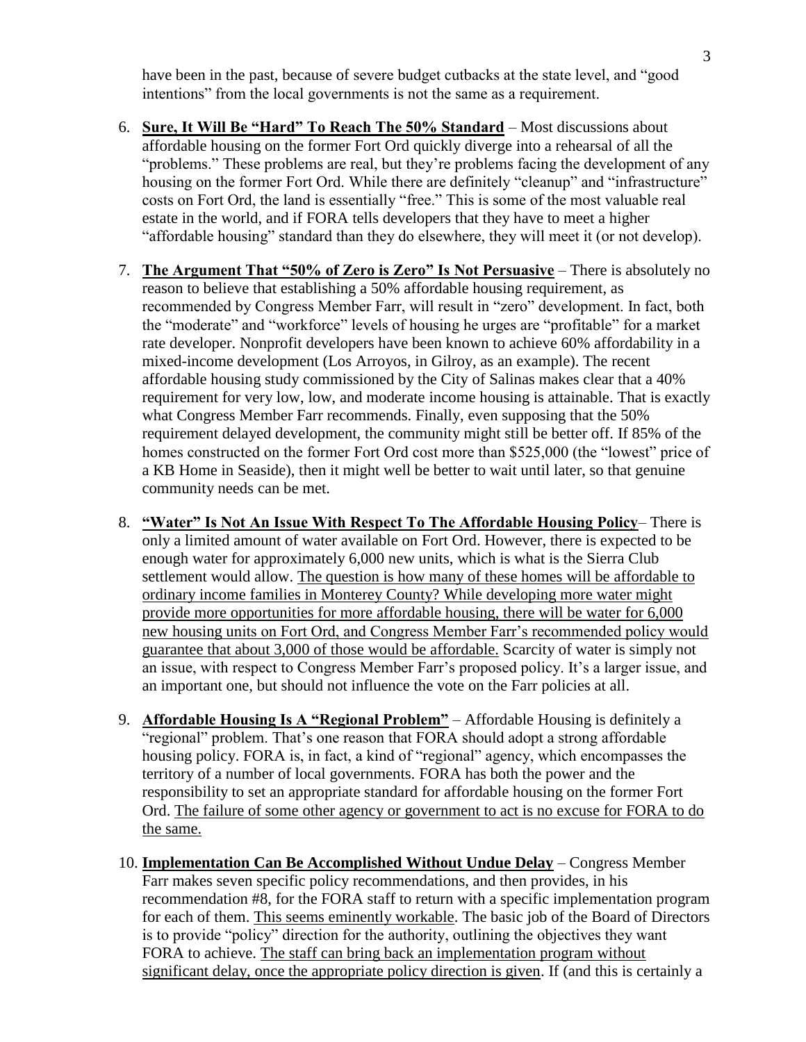have been in the past, because of severe budget cutbacks at the state level, and "good intentions" from the local governments is not the same as a requirement.

6. **<u>Sure, It Will Be "Hard" To Reach The 50% Standard</u>** – Most discussions about affordable housing on the former Fort Ord quickly diverge into a rehearsal of all the "problems." These problems are real, but they're problems facing the development of any housing on the former Fort Ord. While there are definitely "cleanup" and "infrastructure" costs on Fort Ord, the land is essentially "free." This is some of the most valuable real estate in the world, and if FORA tells developers that they have to meet a higher "affordable housing" standard than they do elsewhere, they will meet it (or not develop).

7. **<u>The Argument That "50% of Zero is Zero" Is Not Persuasive</u>** – There is absolutely no reason to believe that establishing a 50% affordable housing requirement, as recommended by Congress Member Farr, will result in "zero" development. In fact, both the "moderate" and "workforce" levels of housing he urges are "profitable" for a market rate developer. Nonprofit developers have been known to achieve 60% affordability in a mixed-income development (Los Arroyos, in Gilroy, as an example). The recent affordable housing study commissioned by the City of Salinas makes clear that a 40% requirement for very low, low, and moderate income housing is attainable. That is exactly what Congress Member Farr recommends. Finally, even supposing that the 50% requirement delayed development, the community might still be better off. If 85% of the homes constructed on the former Fort Ord cost more than $525,000 (the "lowest" price of a KB Home in Seaside), then it might well be better to wait until later, so that genuine community needs can be met.

8. **<u>"Water" Is Not An Issue With Respect To The Affordable Housing Policy</u>**– There is only a limited amount of water available on Fort Ord. However, there is expected to be enough water for approximately 6,000 new units, which is what is the Sierra Club settlement would allow. <u>The question is how many of these homes will be affordable to ordinary income families in Monterey County? While developing more water might provide more opportunities for more affordable housing, there will be water for 6,000 new housing units on Fort Ord, and Congress Member Farr's recommended policy would guarantee that about 3,000 of those would be affordable.</u> Scarcity of water is simply not an issue, with respect to Congress Member Farr's proposed policy. It's a larger issue, and an important one, but should not influence the vote on the Farr policies at all.

9. **<u>Affordable Housing Is A "Regional Problem"</u>** – Affordable Housing is definitely a "regional" problem. That's one reason that FORA should adopt a strong affordable housing policy. FORA is, in fact, a kind of "regional" agency, which encompasses the territory of a number of local governments. FORA has both the power and the responsibility to set an appropriate standard for affordable housing on the former Fort Ord. <u>The failure of some other agency or government to act is no excuse for FORA to do the same.</u>

10. **<u>Implementation Can Be Accomplished Without Undue Delay</u>** – Congress Member Farr makes seven specific policy recommendations, and then provides, in his recommendation #8, for the FORA staff to return with a specific implementation program for each of them. <u>This seems eminently workable</u>. The basic job of the Board of Directors is to provide "policy" direction for the authority, outlining the objectives they want FORA to achieve. <u>The staff can bring back an implementation program without significant delay, once the appropriate policy direction is given</u>. If (and this is certainly a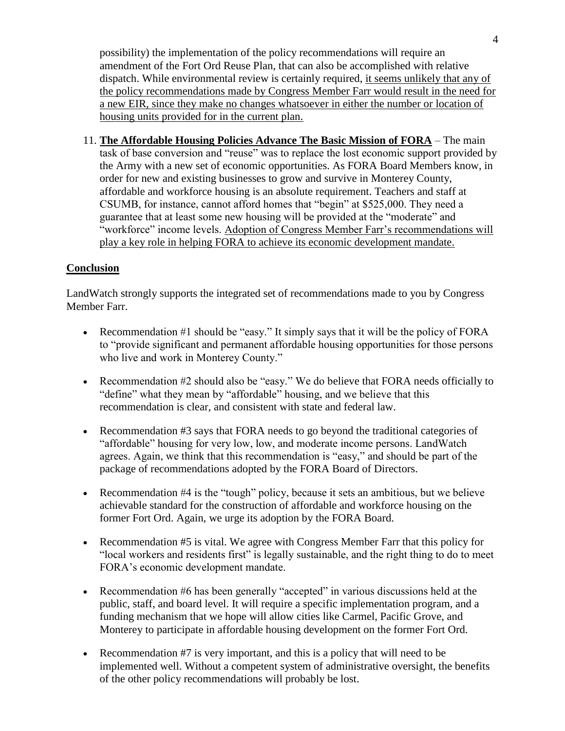possibility) the implementation of the policy recommendations will require an amendment of the Fort Ord Reuse Plan, that can also be accomplished with relative dispatch. While environmental review is certainly required, <u>it seems unlikely that any of the policy recommendations made by Congress Member Farr would result in the need for a new EIR, since they make no changes whatsoever in either the number or location of housing units provided for in the current plan.</u>

11. **<u>The Affordable Housing Policies Advance The Basic Mission of FORA</u>** – The main task of base conversion and "reuse" was to replace the lost economic support provided by the Army with a new set of economic opportunities. As FORA Board Members know, in order for new and existing businesses to grow and survive in Monterey County, affordable and workforce housing is an absolute requirement. Teachers and staff at CSUMB, for instance, cannot afford homes that "begin" at $525,000. They need a guarantee that at least some new housing will be provided at the "moderate" and "workforce" income levels. <u>Adoption of Congress Member Farr's recommendations will play a key role in helping FORA to achieve its economic development mandate.</u>

## <u>Conclusion</u>

LandWatch strongly supports the integrated set of recommendations made to you by Congress Member Farr.

- Recommendation #1 should be "easy." It simply says that it will be the policy of FORA to "provide significant and permanent affordable housing opportunities for those persons who live and work in Monterey County."

- Recommendation #2 should also be "easy." We do believe that FORA needs officially to "define" what they mean by "affordable" housing, and we believe that this recommendation is clear, and consistent with state and federal law.

- Recommendation #3 says that FORA needs to go beyond the traditional categories of "affordable" housing for very low, low, and moderate income persons. LandWatch agrees. Again, we think that this recommendation is "easy," and should be part of the package of recommendations adopted by the FORA Board of Directors.

- Recommendation #4 is the "tough" policy, because it sets an ambitious, but we believe achievable standard for the construction of affordable and workforce housing on the former Fort Ord. Again, we urge its adoption by the FORA Board.

- Recommendation #5 is vital. We agree with Congress Member Farr that this policy for "local workers and residents first" is legally sustainable, and the right thing to do to meet FORA's economic development mandate.

- Recommendation #6 has been generally "accepted" in various discussions held at the public, staff, and board level. It will require a specific implementation program, and a funding mechanism that we hope will allow cities like Carmel, Pacific Grove, and Monterey to participate in affordable housing development on the former Fort Ord.

- Recommendation #7 is very important, and this is a policy that will need to be implemented well. Without a competent system of administrative oversight, the benefits of the other policy recommendations will probably be lost.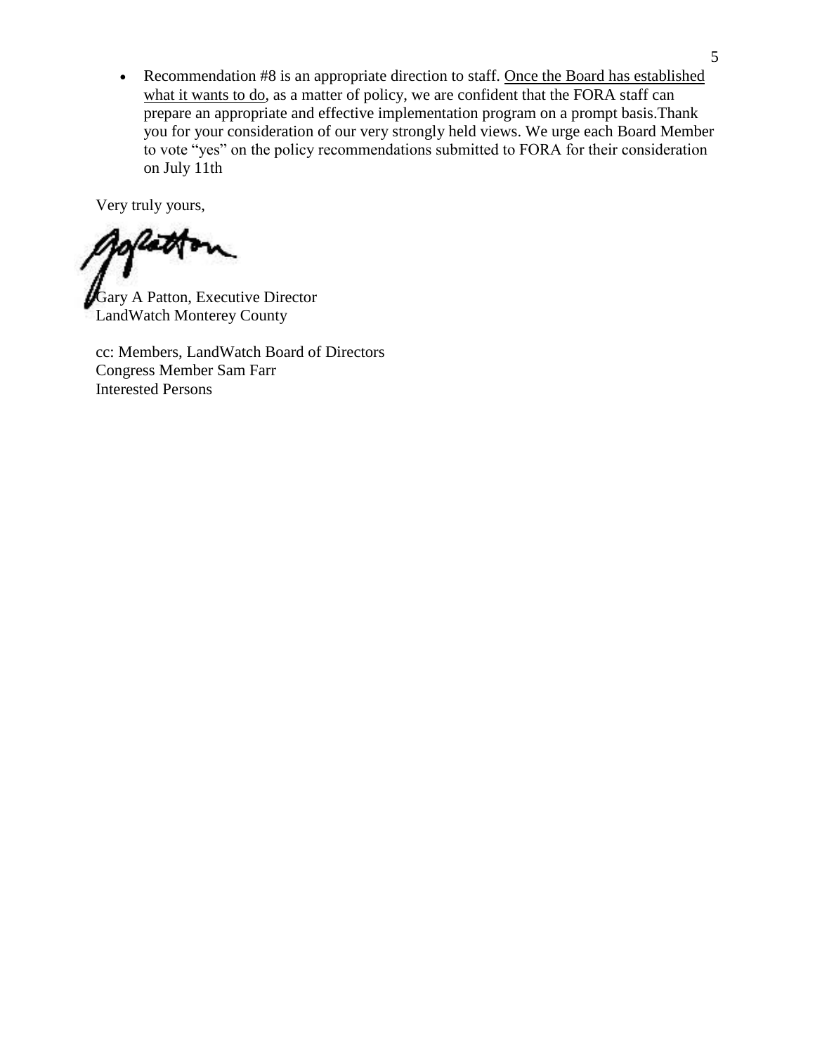- Recommendation #8 is an appropriate direction to staff. <u>Once the Board has established what it wants to do</u>, as a matter of policy, we are confident that the FORA staff can prepare an appropriate and effective implementation program on a prompt basis.Thank you for your consideration of our very strongly held views. We urge each Board Member to vote "yes" on the policy recommendations submitted to FORA for their consideration on July 11th

Very truly yours,

Gary A Patton, Executive Director
LandWatch Monterey County

cc: Members, LandWatch Board of Directors
Congress Member Sam Farr
Interested Persons